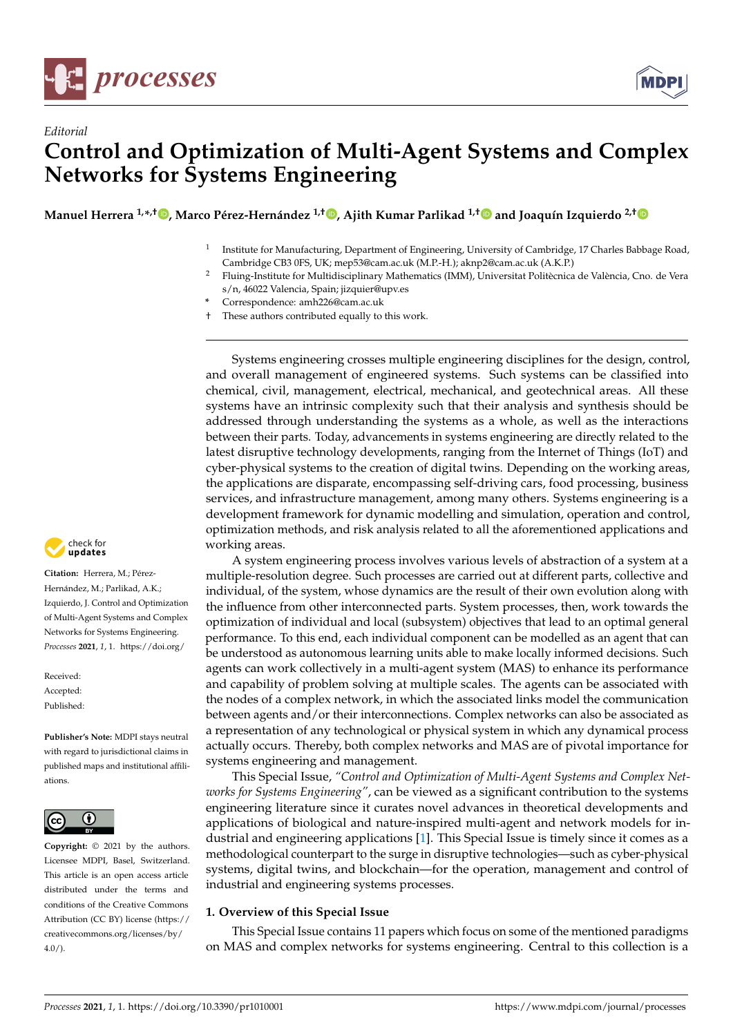*Editorial*

# Control and Optimization of Multi-Agent Systems and Complex Networks for Systems Engineering

**Manuel Herrera [1,*,†], Marco Pérez-Hernández [1,†], Ajith Kumar Parlikad [1,†] and Joaquín Izquierdo [2,†]**

[1] Institute for Manufacturing, Department of Engineering, University of Cambridge, 17 Charles Babbage Road, Cambridge CB3 0FS, UK; mep53@cam.ac.uk (M.P.-H.); aknp2@cam.ac.uk (A.K.P.)

[2] Fluing-Institute for Multidisciplinary Mathematics (IMM), Universitat Politècnica de València, Cno. de Vera s/n, 46022 Valencia, Spain; jizquier@upv.es

\* Correspondence: amh226@cam.ac.uk

† These authors contributed equally to this work.

**Citation:** Herrera, M.; Pérez-Hernández, M.; Parlikad, A.K.; Izquierdo, J. Control and Optimization of Multi-Agent Systems and Complex Networks for Systems Engineering. *Processes* **2021**, *1*, 1. https://doi.org/

Received:
Accepted:
Published:

**Publisher's Note:** MDPI stays neutral with regard to jurisdictional claims in published maps and institutional affiliations.

**Copyright:** © 2021 by the authors. Licensee MDPI, Basel, Switzerland. This article is an open access article distributed under the terms and conditions of the Creative Commons Attribution (CC BY) license (https://creativecommons.org/licenses/by/4.0/).

Systems engineering crosses multiple engineering disciplines for the design, control, and overall management of engineered systems. Such systems can be classified into chemical, civil, management, electrical, mechanical, and geotechnical areas. All these systems have an intrinsic complexity such that their analysis and synthesis should be addressed through understanding the systems as a whole, as well as the interactions between their parts. Today, advancements in systems engineering are directly related to the latest disruptive technology developments, ranging from the Internet of Things (IoT) and cyber-physical systems to the creation of digital twins. Depending on the working areas, the applications are disparate, encompassing self-driving cars, food processing, business services, and infrastructure management, among many others. Systems engineering is a development framework for dynamic modelling and simulation, operation and control, optimization methods, and risk analysis related to all the aforementioned applications and working areas.

A system engineering process involves various levels of abstraction of a system at a multiple-resolution degree. Such processes are carried out at different parts, collective and individual, of the system, whose dynamics are the result of their own evolution along with the influence from other interconnected parts. System processes, then, work towards the optimization of individual and local (subsystem) objectives that lead to an optimal general performance. To this end, each individual component can be modelled as an agent that can be understood as autonomous learning units able to make locally informed decisions. Such agents can work collectively in a multi-agent system (MAS) to enhance its performance and capability of problem solving at multiple scales. The agents can be associated with the nodes of a complex network, in which the associated links model the communication between agents and/or their interconnections. Complex networks can also be associated as a representation of any technological or physical system in which any dynamical process actually occurs. Thereby, both complex networks and MAS are of pivotal importance for systems engineering and management.

This Special Issue, *"Control and Optimization of Multi-Agent Systems and Complex Networks for Systems Engineering"*, can be viewed as a significant contribution to the systems engineering literature since it curates novel advances in theoretical developments and applications of biological and nature-inspired multi-agent and network models for industrial and engineering applications [1]. This Special Issue is timely since it comes as a methodological counterpart to the surge in disruptive technologies—such as cyber-physical systems, digital twins, and blockchain—for the operation, management and control of industrial and engineering systems processes.

## 1. Overview of this Special Issue

This Special Issue contains 11 papers which focus on some of the mentioned paradigms on MAS and complex networks for systems engineering. Central to this collection is a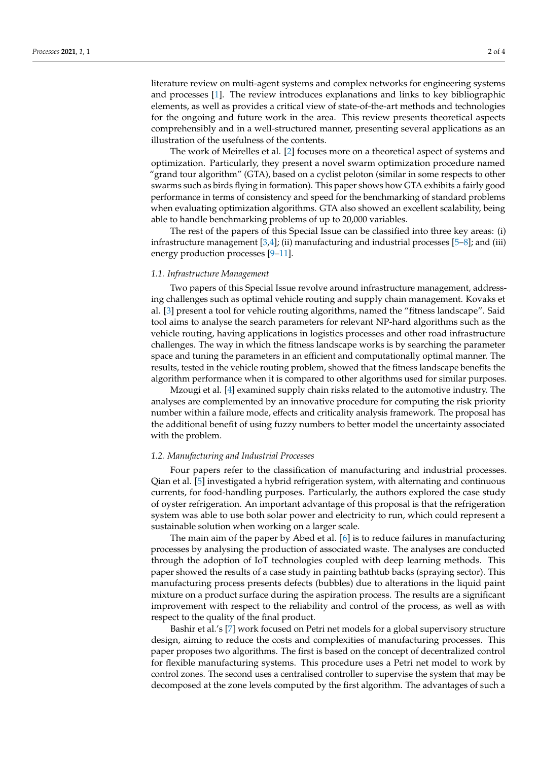literature review on multi-agent systems and complex networks for engineering systems and processes [1]. The review introduces explanations and links to key bibliographic elements, as well as provides a critical view of state-of-the-art methods and technologies for the ongoing and future work in the area. This review presents theoretical aspects comprehensibly and in a well-structured manner, presenting several applications as an illustration of the usefulness of the contents.

The work of Meirelles et al. [2] focuses more on a theoretical aspect of systems and optimization. Particularly, they present a novel swarm optimization procedure named "grand tour algorithm" (GTA), based on a cyclist peloton (similar in some respects to other swarms such as birds flying in formation). This paper shows how GTA exhibits a fairly good performance in terms of consistency and speed for the benchmarking of standard problems when evaluating optimization algorithms. GTA also showed an excellent scalability, being able to handle benchmarking problems of up to 20,000 variables.

The rest of the papers of this Special Issue can be classified into three key areas: (i) infrastructure management [3,4]; (ii) manufacturing and industrial processes [5–8]; and (iii) energy production processes [9–11].

### 1.1. Infrastructure Management

Two papers of this Special Issue revolve around infrastructure management, addressing challenges such as optimal vehicle routing and supply chain management. Kovaks et al. [3] present a tool for vehicle routing algorithms, named the "fitness landscape". Said tool aims to analyse the search parameters for relevant NP-hard algorithms such as the vehicle routing, having applications in logistics processes and other road infrastructure challenges. The way in which the fitness landscape works is by searching the parameter space and tuning the parameters in an efficient and computationally optimal manner. The results, tested in the vehicle routing problem, showed that the fitness landscape benefits the algorithm performance when it is compared to other algorithms used for similar purposes.

Mzougi et al. [4] examined supply chain risks related to the automotive industry. The analyses are complemented by an innovative procedure for computing the risk priority number within a failure mode, effects and criticality analysis framework. The proposal has the additional benefit of using fuzzy numbers to better model the uncertainty associated with the problem.

### 1.2. Manufacturing and Industrial Processes

Four papers refer to the classification of manufacturing and industrial processes. Qian et al. [5] investigated a hybrid refrigeration system, with alternating and continuous currents, for food-handling purposes. Particularly, the authors explored the case study of oyster refrigeration. An important advantage of this proposal is that the refrigeration system was able to use both solar power and electricity to run, which could represent a sustainable solution when working on a larger scale.

The main aim of the paper by Abed et al. [6] is to reduce failures in manufacturing processes by analysing the production of associated waste. The analyses are conducted through the adoption of IoT technologies coupled with deep learning methods. This paper showed the results of a case study in painting bathtub backs (spraying sector). This manufacturing process presents defects (bubbles) due to alterations in the liquid paint mixture on a product surface during the aspiration process. The results are a significant improvement with respect to the reliability and control of the process, as well as with respect to the quality of the final product.

Bashir et al.'s [7] work focused on Petri net models for a global supervisory structure design, aiming to reduce the costs and complexities of manufacturing processes. This paper proposes two algorithms. The first is based on the concept of decentralized control for flexible manufacturing systems. This procedure uses a Petri net model to work by control zones. The second uses a centralised controller to supervise the system that may be decomposed at the zone levels computed by the first algorithm. The advantages of such a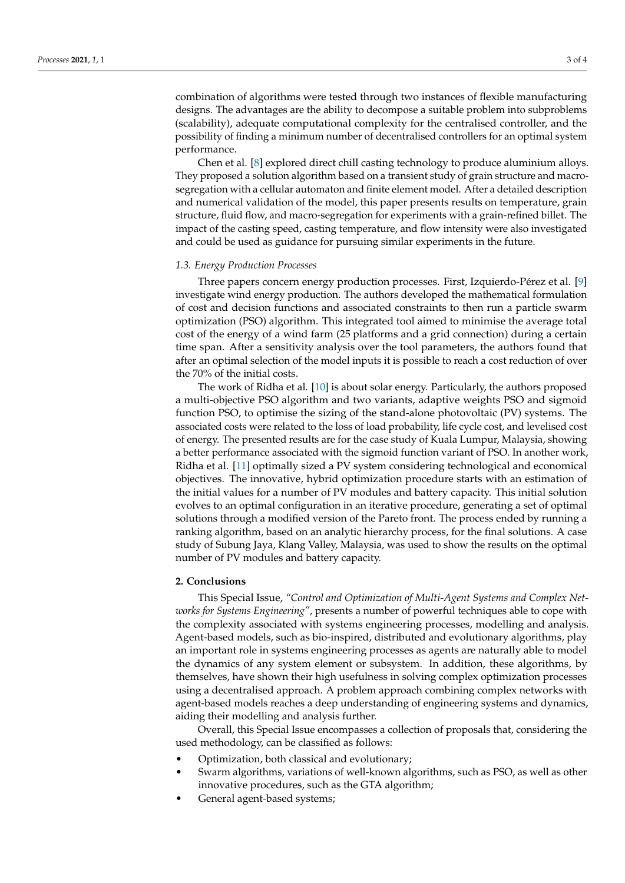combination of algorithms were tested through two instances of flexible manufacturing designs. The advantages are the ability to decompose a suitable problem into subproblems (scalability), adequate computational complexity for the centralised controller, and the possibility of finding a minimum number of decentralised controllers for an optimal system performance.

Chen et al. [8] explored direct chill casting technology to produce aluminium alloys. They proposed a solution algorithm based on a transient study of grain structure and macro-segregation with a cellular automaton and finite element model. After a detailed description and numerical validation of the model, this paper presents results on temperature, grain structure, fluid flow, and macro-segregation for experiments with a grain-refined billet. The impact of the casting speed, casting temperature, and flow intensity were also investigated and could be used as guidance for pursuing similar experiments in the future.

### *1.3. Energy Production Processes*

Three papers concern energy production processes. First, Izquierdo-Pérez et al. [9] investigate wind energy production. The authors developed the mathematical formulation of cost and decision functions and associated constraints to then run a particle swarm optimization (PSO) algorithm. This integrated tool aimed to minimise the average total cost of the energy of a wind farm (25 platforms and a grid connection) during a certain time span. After a sensitivity analysis over the tool parameters, the authors found that after an optimal selection of the model inputs it is possible to reach a cost reduction of over the 70% of the initial costs.

The work of Ridha et al. [10] is about solar energy. Particularly, the authors proposed a multi-objective PSO algorithm and two variants, adaptive weights PSO and sigmoid function PSO, to optimise the sizing of the stand-alone photovoltaic (PV) systems. The associated costs were related to the loss of load probability, life cycle cost, and levelised cost of energy. The presented results are for the case study of Kuala Lumpur, Malaysia, showing a better performance associated with the sigmoid function variant of PSO. In another work, Ridha et al. [11] optimally sized a PV system considering technological and economical objectives. The innovative, hybrid optimization procedure starts with an estimation of the initial values for a number of PV modules and battery capacity. This initial solution evolves to an optimal configuration in an iterative procedure, generating a set of optimal solutions through a modified version of the Pareto front. The process ended by running a ranking algorithm, based on an analytic hierarchy process, for the final solutions. A case study of Subung Jaya, Klang Valley, Malaysia, was used to show the results on the optimal number of PV modules and battery capacity.

## **2. Conclusions**

This Special Issue, *"Control and Optimization of Multi-Agent Systems and Complex Networks for Systems Engineering"*, presents a number of powerful techniques able to cope with the complexity associated with systems engineering processes, modelling and analysis. Agent-based models, such as bio-inspired, distributed and evolutionary algorithms, play an important role in systems engineering processes as agents are naturally able to model the dynamics of any system element or subsystem. In addition, these algorithms, by themselves, have shown their high usefulness in solving complex optimization processes using a decentralised approach. A problem approach combining complex networks with agent-based models reaches a deep understanding of engineering systems and dynamics, aiding their modelling and analysis further.

Overall, this Special Issue encompasses a collection of proposals that, considering the used methodology, can be classified as follows:

- Optimization, both classical and evolutionary;
- Swarm algorithms, variations of well-known algorithms, such as PSO, as well as other innovative procedures, such as the GTA algorithm;
- General agent-based systems;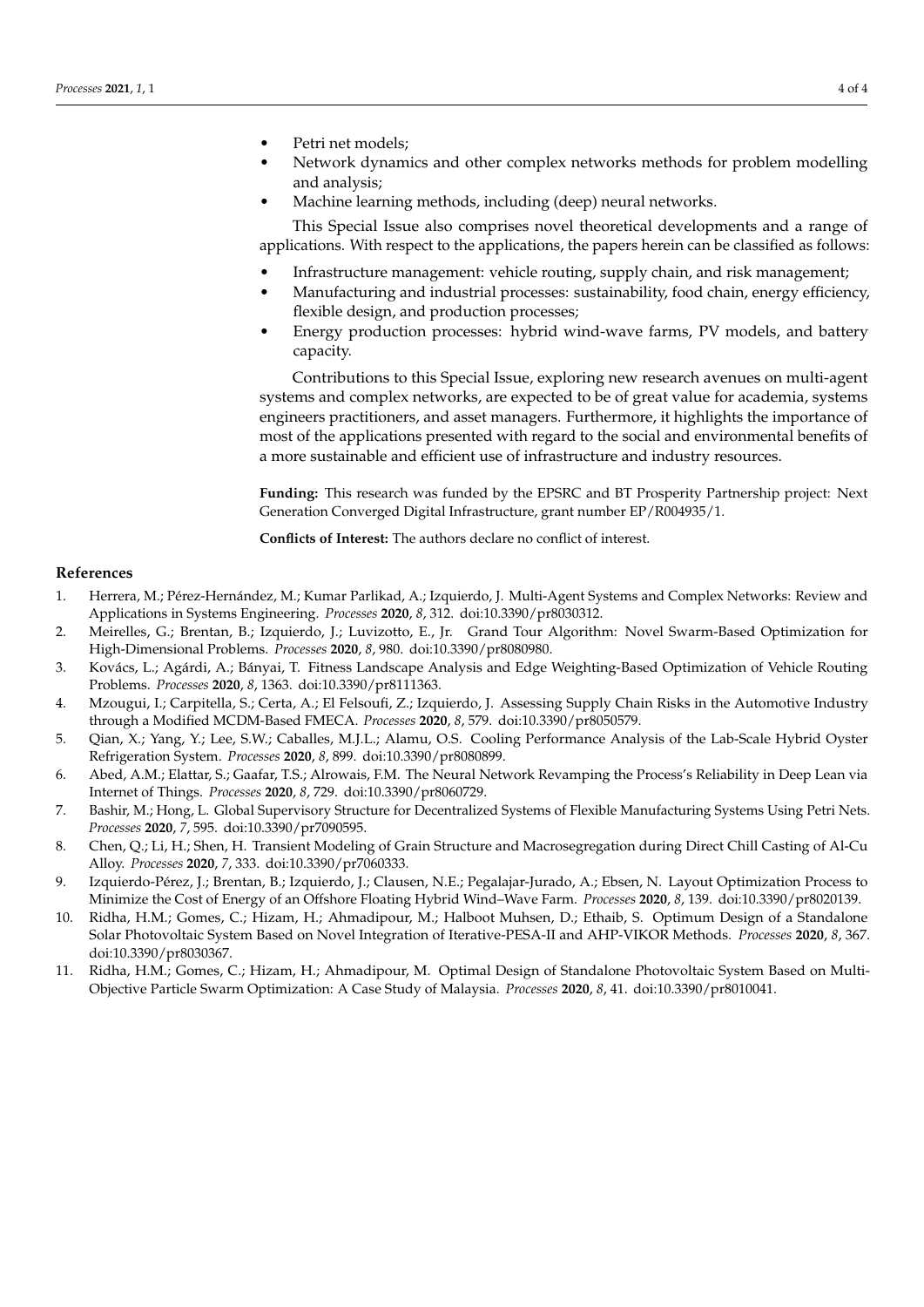- Petri net models;
- Network dynamics and other complex networks methods for problem modelling and analysis;
- Machine learning methods, including (deep) neural networks.

This Special Issue also comprises novel theoretical developments and a range of applications. With respect to the applications, the papers herein can be classified as follows:

- Infrastructure management: vehicle routing, supply chain, and risk management;
- Manufacturing and industrial processes: sustainability, food chain, energy efficiency, flexible design, and production processes;
- Energy production processes: hybrid wind-wave farms, PV models, and battery capacity.

Contributions to this Special Issue, exploring new research avenues on multi-agent systems and complex networks, are expected to be of great value for academia, systems engineers practitioners, and asset managers. Furthermore, it highlights the importance of most of the applications presented with regard to the social and environmental benefits of a more sustainable and efficient use of infrastructure and industry resources.

**Funding:** This research was funded by the EPSRC and BT Prosperity Partnership project: Next Generation Converged Digital Infrastructure, grant number EP/R004935/1.

**Conflicts of Interest:** The authors declare no conflict of interest.

## References

1. Herrera, M.; Pérez-Hernández, M.; Kumar Parlikad, A.; Izquierdo, J. Multi-Agent Systems and Complex Networks: Review and Applications in Systems Engineering. *Processes* **2020**, *8*, 312. doi:10.3390/pr8030312.
2. Meirelles, G.; Brentan, B.; Izquierdo, J.; Luvizotto, E., Jr. Grand Tour Algorithm: Novel Swarm-Based Optimization for High-Dimensional Problems. *Processes* **2020**, *8*, 980. doi:10.3390/pr8080980.
3. Kovács, L.; Agárdi, A.; Bányai, T. Fitness Landscape Analysis and Edge Weighting-Based Optimization of Vehicle Routing Problems. *Processes* **2020**, *8*, 1363. doi:10.3390/pr8111363.
4. Mzougui, I.; Carpitella, S.; Certa, A.; El Felsoufi, Z.; Izquierdo, J. Assessing Supply Chain Risks in the Automotive Industry through a Modified MCDM-Based FMECA. *Processes* **2020**, *8*, 579. doi:10.3390/pr8050579.
5. Qian, X.; Yang, Y.; Lee, S.W.; Caballes, M.J.L.; Alamu, O.S. Cooling Performance Analysis of the Lab-Scale Hybrid Oyster Refrigeration System. *Processes* **2020**, *8*, 899. doi:10.3390/pr8080899.
6. Abed, A.M.; Elattar, S.; Gaafar, T.S.; Alrowais, F.M. The Neural Network Revamping the Process's Reliability in Deep Lean via Internet of Things. *Processes* **2020**, *8*, 729. doi:10.3390/pr8060729.
7. Bashir, M.; Hong, L. Global Supervisory Structure for Decentralized Systems of Flexible Manufacturing Systems Using Petri Nets. *Processes* **2020**, *7*, 595. doi:10.3390/pr7090595.
8. Chen, Q.; Li, H.; Shen, H. Transient Modeling of Grain Structure and Macrosegregation during Direct Chill Casting of Al-Cu Alloy. *Processes* **2020**, *7*, 333. doi:10.3390/pr7060333.
9. Izquierdo-Pérez, J.; Brentan, B.; Izquierdo, J.; Clausen, N.E.; Pegalajar-Jurado, A.; Ebsen, N. Layout Optimization Process to Minimize the Cost of Energy of an Offshore Floating Hybrid Wind–Wave Farm. *Processes* **2020**, *8*, 139. doi:10.3390/pr8020139.
10. Ridha, H.M.; Gomes, C.; Hizam, H.; Ahmadipour, M.; Halboot Muhsen, D.; Ethaib, S. Optimum Design of a Standalone Solar Photovoltaic System Based on Novel Integration of Iterative-PESA-II and AHP-VIKOR Methods. *Processes* **2020**, *8*, 367. doi:10.3390/pr8030367.
11. Ridha, H.M.; Gomes, C.; Hizam, H.; Ahmadipour, M. Optimal Design of Standalone Photovoltaic System Based on Multi-Objective Particle Swarm Optimization: A Case Study of Malaysia. *Processes* **2020**, *8*, 41. doi:10.3390/pr8010041.